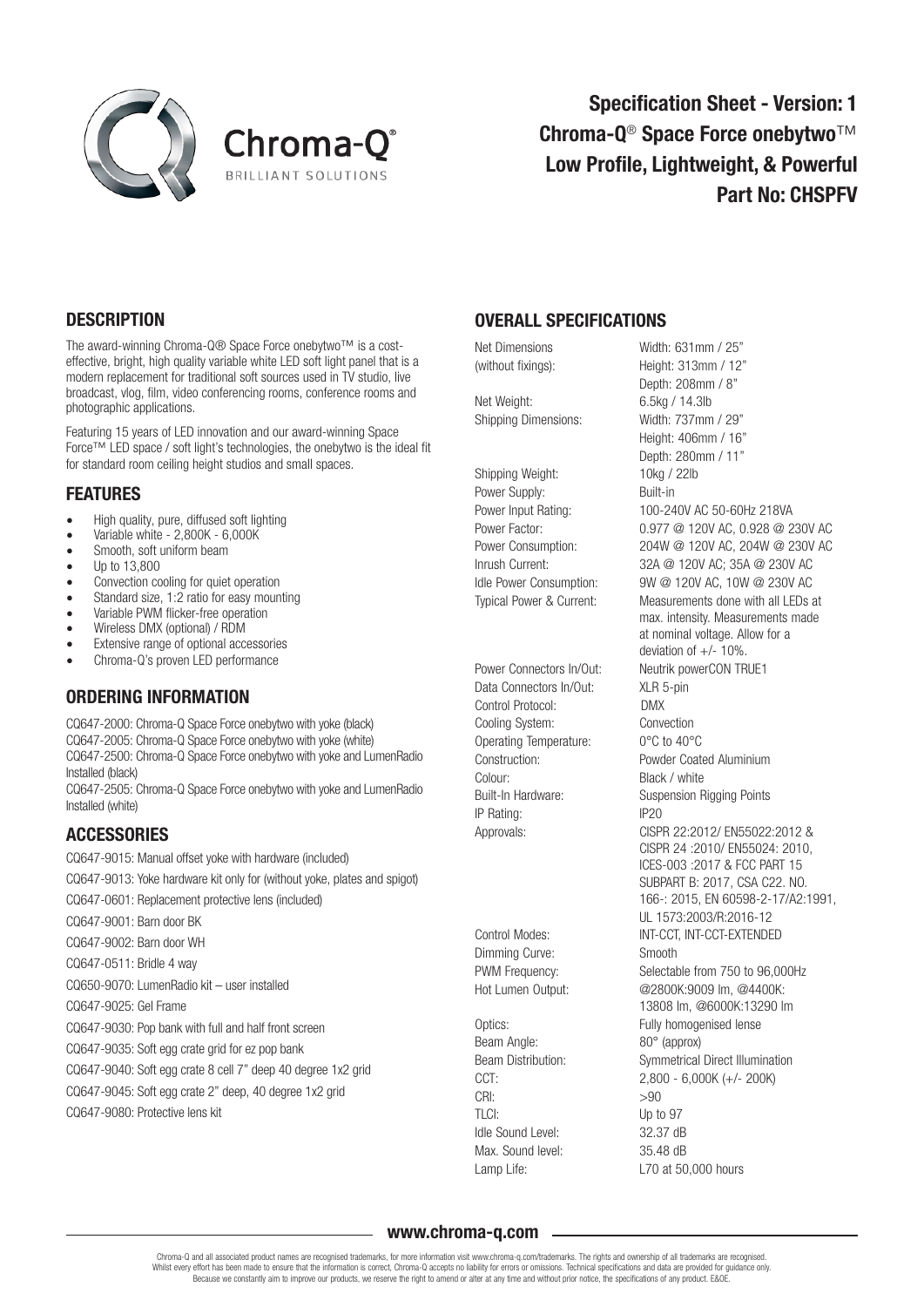# Specification Sheet - Version: 1
# Chroma-Q® Space Force onebytwo™
## Low Profile, Lightweight, & Powerful
## Part No: CHSPFV

## DESCRIPTION

The award-winning Chroma-Q® Space Force onebytwo™ is a cost-effective, bright, high quality variable white LED soft light panel that is a modern replacement for traditional soft sources used in TV studio, live broadcast, vlog, film, video conferencing rooms, conference rooms and photographic applications.

Featuring 15 years of LED innovation and our award-winning Space Force™ LED space / soft light's technologies, the onebytwo is the ideal fit for standard room ceiling height studios and small spaces.

## FEATURES

- High quality, pure, diffused soft lighting
- Variable white - 2,800K - 6,000K
- Smooth, soft uniform beam
- Up to 13,800
- Convection cooling for quiet operation
- Standard size, 1:2 ratio for easy mounting
- Variable PWM flicker-free operation
- Wireless DMX (optional) / RDM
- Extensive range of optional accessories
- Chroma-Q's proven LED performance

## ORDERING INFORMATION

CQ647-2000: Chroma-Q Space Force onebytwo with yoke (black)
CQ647-2005: Chroma-Q Space Force onebytwo with yoke (white)
CQ647-2500: Chroma-Q Space Force onebytwo with yoke and LumenRadio Installed (black)
CQ647-2505: Chroma-Q Space Force onebytwo with yoke and LumenRadio Installed (white)

## ACCESSORIES

CQ647-9015: Manual offset yoke with hardware (included)

CQ647-9013: Yoke hardware kit only for (without yoke, plates and spigot)

CQ647-0601: Replacement protective lens (included)

CQ647-9001: Barn door BK

CQ647-9002: Barn door WH

CQ647-0511: Bridle 4 way

CQ650-9070: LumenRadio kit – user installed

CQ647-9025: Gel Frame

CQ647-9030: Pop bank with full and half front screen

CQ647-9035: Soft egg crate grid for ez pop bank

CQ647-9040: Soft egg crate 8 cell 7" deep 40 degree 1x2 grid

CQ647-9045: Soft egg crate 2" deep, 40 degree 1x2 grid

CQ647-9080: Protective lens kit

## OVERALL SPECIFICATIONS

| | |
|---|---|
| Net Dimensions (without fixings): | Width: 631mm / 25"<br>Height: 313mm / 12"<br>Depth: 208mm / 8" |
| Net Weight: | 6.5kg / 14.3lb |
| Shipping Dimensions: | Width: 737mm / 29"<br>Height: 406mm / 16"<br>Depth: 280mm / 11" |
| Shipping Weight: | 10kg / 22lb |
| Power Supply: | Built-in |
| Power Input Rating: | 100-240V AC 50-60Hz 218VA |
| Power Factor: | 0.977 @ 120V AC, 0.928 @ 230V AC |
| Power Consumption: | 204W @ 120V AC, 204W @ 230V AC |
| Inrush Current: | 32A @ 120V AC; 35A @ 230V AC |
| Idle Power Consumption: | 9W @ 120V AC, 10W @ 230V AC |
| Typical Power & Current: | Measurements done with all LEDs at max. intensity. Measurements made at nominal voltage. Allow for a deviation of +/- 10%. |
| Power Connectors In/Out: | Neutrik powerCON TRUE1 |
| Data Connectors In/Out: | XLR 5-pin |
| Control Protocol: | DMX |
| Cooling System: | Convection |
| Operating Temperature: | 0°C to 40°C |
| Construction: | Powder Coated Aluminium |
| Colour: | Black / white |
| Built-In Hardware: | Suspension Rigging Points |
| IP Rating: | IP20 |
| Approvals: | CISPR 22:2012/ EN55022:2012 & CISPR 24 :2010/ EN55024: 2010, ICES-003 :2017 & FCC PART 15 SUBPART B: 2017, CSA C22. NO. 166-: 2015, EN 60598-2-17/A2:1991, UL 1573:2003/R:2016-12 |
| Control Modes: | INT-CCT, INT-CCT-EXTENDED |
| Dimming Curve: | Smooth |
| PWM Frequency: | Selectable from 750 to 96,000Hz |
| Hot Lumen Output: | @2800K:9009 lm, @4400K: 13808 lm, @6000K:13290 lm |
| Optics: | Fully homogenised lense |
| Beam Angle: | 80° (approx) |
| Beam Distribution: | Symmetrical Direct Illumination |
| CCT: | 2,800 - 6,000K (+/- 200K) |
| CRI: | >90 |
| TLCI: | Up to 97 |
| Idle Sound Level: | 32.37 dB |
| Max. Sound level: | 35.48 dB |
| Lamp Life: | L70 at 50,000 hours |

www.chroma-q.com

Chroma-Q and all associated product names are recognised trademarks, for more information visit www.chroma-q.com/trademarks. The rights and ownership of all trademarks are recognised. Whilst every effort has been made to ensure that the information is correct, Chroma-Q accepts no liability for errors or omissions. Technical specifications and data are provided for guidance only. Because we constantly aim to improve our products, we reserve the right to amend or alter at any time and without prior notice, the specifications of any product. E&OE.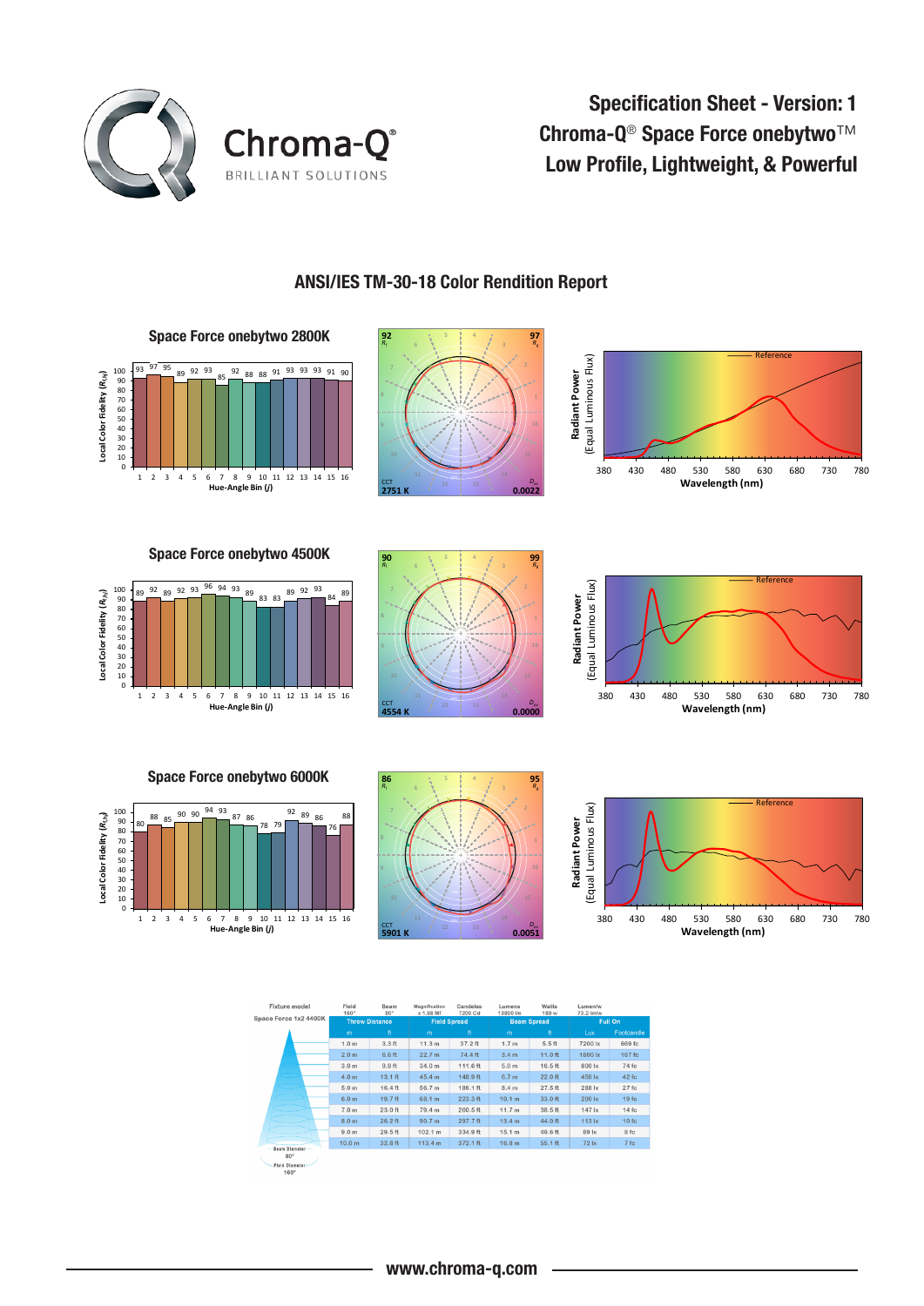# Specification Sheet - Version: 1
# Chroma-Q® Space Force onebytwo™
# Low Profile, Lightweight, & Powerful

Chroma-Q
BRILLIANT SOLUTIONS

## ANSI/IES TM-30-18 Color Rendition Report

### Space Force onebytwo 2800K

Local Color Fidelity ($R_{f,hj}$)
93 97 95 89 92 93 85 92 88 88 91 93 93 93 91 90
Hue-Angle Bin (j)

92 $R_f$
97 $R_g$
CCT 2751 K
$D_{uv}$ 0.0022

Radiant Power (Equal Luminous Flux)
Reference
Wavelength (nm)
380 430 480 530 580 630 680 730 780

### Space Force onebytwo 4500K

Local Color Fidelity ($R_{f,hj}$)
89 92 89 92 93 96 94 93 89 83 83 89 92 93 84 89
Hue-Angle Bin (j)

90 $R_f$
99 $R_g$
CCT 4554 K
$D_{uv}$ 0.0000

Radiant Power (Equal Luminous Flux)
Reference
Wavelength (nm)
380 430 480 530 580 630 680 730 780

### Space Force onebytwo 6000K

Local Color Fidelity ($R_{f,hj}$)
80 88 85 90 90 94 93 87 86 78 79 92 89 86 76 88
Hue-Angle Bin (j)

86 $R_f$
95 $R_g$
CCT 5901 K
$D_{uv}$ 0.0051

Radiant Power (Equal Luminous Flux)
Reference
Wavelength (nm)
380 430 480 530 580 630 680 730 780

| Fixture model | Field 160° | | Beam 80° | Magnification x 1.68 M! | Candelas 7200 Cd | Lumens 13800 lm | Watts 189 w | Lumen/w 73.2 lm/w |
|---|---|---|---|---|---|---|---|---|
| Space Force 1x2 4400K | Throw Distance | | Field Spread | | Beam Spread | | Full On | |
| | m | ft | m | ft | m | ft | Lux | Footcandle |
| | 1.0 m | 3.3 ft | 11.3 m | 37.2 ft | 1.7 m | 5.5 ft | 7200 lx | 669 fc |
| | 2.0 m | 6.6 ft | 22.7 m | 74.4 ft | 3.4 m | 11.0 ft | 1800 lx | 167 fc |
| | 3.0 m | 9.8 ft | 34.0 m | 111.6 ft | 5.0 m | 16.5 ft | 800 lx | 74 fc |
| | 4.0 m | 13.1 ft | 45.4 m | 148.9 ft | 6.7 m | 22.0 ft | 450 lx | 42 fc |
| | 5.0 m | 16.4 ft | 56.7 m | 186.1 ft | 8.4 m | 27.5 ft | 288 lx | 27 fc |
| | 6.0 m | 19.7 ft | 68.1 m | 223.3 ft | 10.1 m | 33.0 ft | 200 lx | 19 fc |
| | 7.0 m | 23.0 ft | 79.4 m | 260.5 ft | 11.7 m | 38.5 ft | 147 lx | 14 fc |
| | 8.0 m | 26.2 ft | 90.7 m | 297.7 ft | 13.4 m | 44.0 ft | 113 lx | 10 fc |
| | 9.0 m | 29.5 ft | 102.1 m | 334.9 ft | 15.1 m | 49.6 ft | 89 lx | 8 fc |
| | 10.0 m | 32.8 ft | 113.4 m | 372.1 ft | 16.8 m | 55.1 ft | 72 lx | 7 fc |

Beam Diameter 80°
Field Diameter 160°

www.chroma-q.com